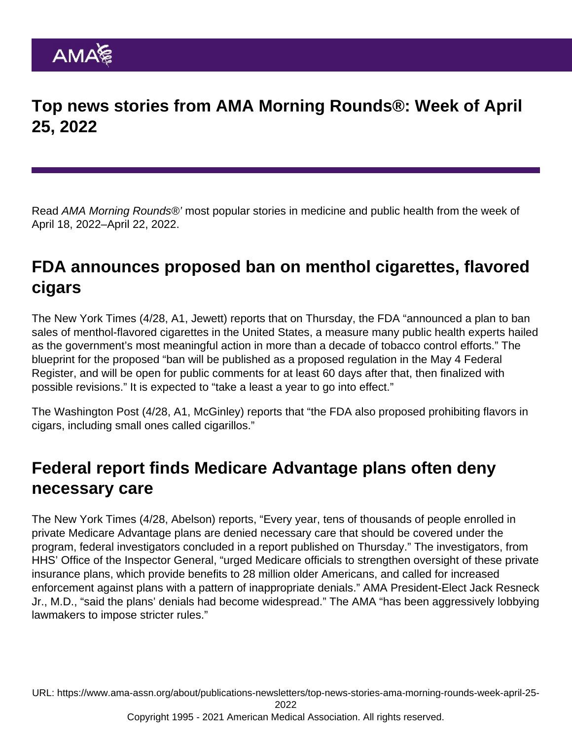# Top news stories from AMA Morning Rounds®: Week of April 25, 2022

Read *AMA Morning Rounds®'* most popular stories in medicine and public health from the week of April 18, 2022–April 22, 2022.

## FDA announces proposed ban on menthol cigarettes, flavored cigars

The New York Times (4/28, A1, Jewett) reports that on Thursday, the FDA "announced a plan to ban sales of menthol-flavored cigarettes in the United States, a measure many public health experts hailed as the government's most meaningful action in more than a decade of tobacco control efforts." The blueprint for the proposed "ban will be published as a proposed regulation in the May 4 Federal Register, and will be open for public comments for at least 60 days after that, then finalized with possible revisions." It is expected to "take a least a year to go into effect."

The Washington Post (4/28, A1, McGinley) reports that "the FDA also proposed prohibiting flavors in cigars, including small ones called cigarillos."

## Federal report finds Medicare Advantage plans often deny necessary care

The New York Times (4/28, Abelson) reports, "Every year, tens of thousands of people enrolled in private Medicare Advantage plans are denied necessary care that should be covered under the program, federal investigators concluded in a report published on Thursday." The investigators, from HHS' Office of the Inspector General, "urged Medicare officials to strengthen oversight of these private insurance plans, which provide benefits to 28 million older Americans, and called for increased enforcement against plans with a pattern of inappropriate denials." AMA President-Elect Jack Resneck Jr., M.D., "said the plans' denials had become widespread." The AMA "has been aggressively lobbying lawmakers to impose stricter rules."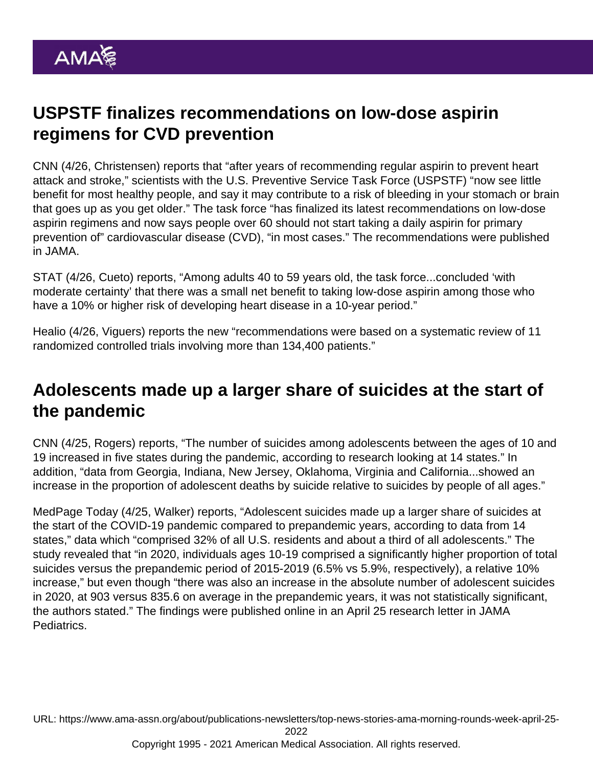## USPSTF finalizes recommendations on low-dose aspirin regimens for CVD prevention

CNN (4/26, Christensen) reports that "after years of recommending regular aspirin to prevent heart attack and stroke," scientists with the U.S. Preventive Service Task Force (USPSTF) "now see little benefit for most healthy people, and say it may contribute to a risk of bleeding in your stomach or brain that goes up as you get older." The task force "has finalized its latest recommendations on low-dose aspirin regimens and now says people over 60 should not start taking a daily aspirin for primary prevention of" cardiovascular disease (CVD), "in most cases." The recommendations were published in JAMA.

STAT (4/26, Cueto) reports, "Among adults 40 to 59 years old, the task force...concluded 'with moderate certainty' that there was a small net benefit to taking low-dose aspirin among those who have a 10% or higher risk of developing heart disease in a 10-year period."

Healio (4/26, Viguers) reports the new "recommendations were based on a systematic review of 11 randomized controlled trials involving more than 134,400 patients."

## Adolescents made up a larger share of suicides at the start of the pandemic

CNN (4/25, Rogers) reports, "The number of suicides among adolescents between the ages of 10 and 19 increased in five states during the pandemic, according to research looking at 14 states." In addition, "data from Georgia, Indiana, New Jersey, Oklahoma, Virginia and California...showed an increase in the proportion of adolescent deaths by suicide relative to suicides by people of all ages."

MedPage Today (4/25, Walker) reports, "Adolescent suicides made up a larger share of suicides at the start of the COVID-19 pandemic compared to prepandemic years, according to data from 14 states," data which "comprised 32% of all U.S. residents and about a third of all adolescents." The study revealed that "in 2020, individuals ages 10-19 comprised a significantly higher proportion of total suicides versus the prepandemic period of 2015-2019 (6.5% vs 5.9%, respectively), a relative 10% increase," but even though "there was also an increase in the absolute number of adolescent suicides in 2020, at 903 versus 835.6 on average in the prepandemic years, it was not statistically significant, the authors stated." The findings were published online in an April 25 research letter in JAMA Pediatrics.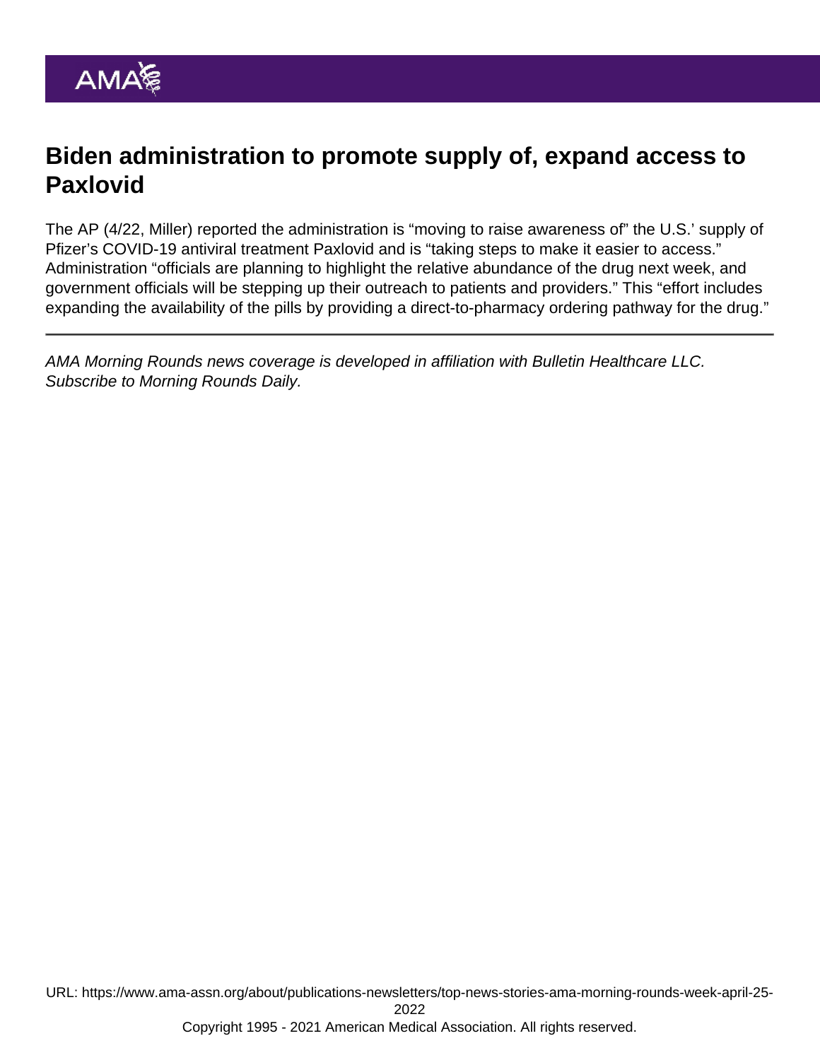# Biden administration to promote supply of, expand access to Paxlovid

The AP (4/22, Miller) reported the administration is "moving to raise awareness of" the U.S.' supply of Pfizer's COVID-19 antiviral treatment Paxlovid and is "taking steps to make it easier to access." Administration "officials are planning to highlight the relative abundance of the drug next week, and government officials will be stepping up their outreach to patients and providers." This "effort includes expanding the availability of the pills by providing a direct-to-pharmacy ordering pathway for the drug."

---

*AMA Morning Rounds news coverage is developed in affiliation with Bulletin Healthcare LLC. Subscribe to Morning Rounds Daily.*

URL: https://www.ama-assn.org/about/publications-newsletters/top-news-stories-ama-morning-rounds-week-april-25-2022

Copyright 1995 - 2021 American Medical Association. All rights reserved.